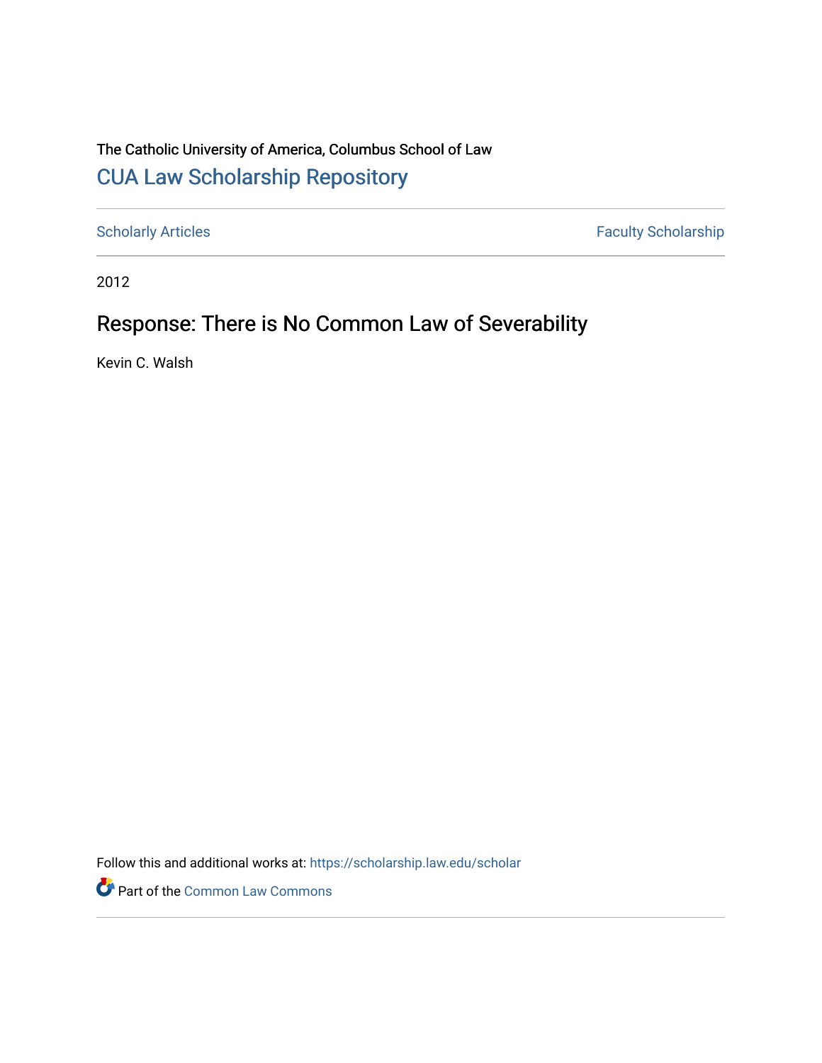The Catholic University of America, Columbus School of Law

# CUA Law Scholarship Repository

Scholarly Articles | Faculty Scholarship

2012

## Response: There is No Common Law of Severability

Kevin C. Walsh

Follow this and additional works at: https://scholarship.law.edu/scholar

Part of the Common Law Commons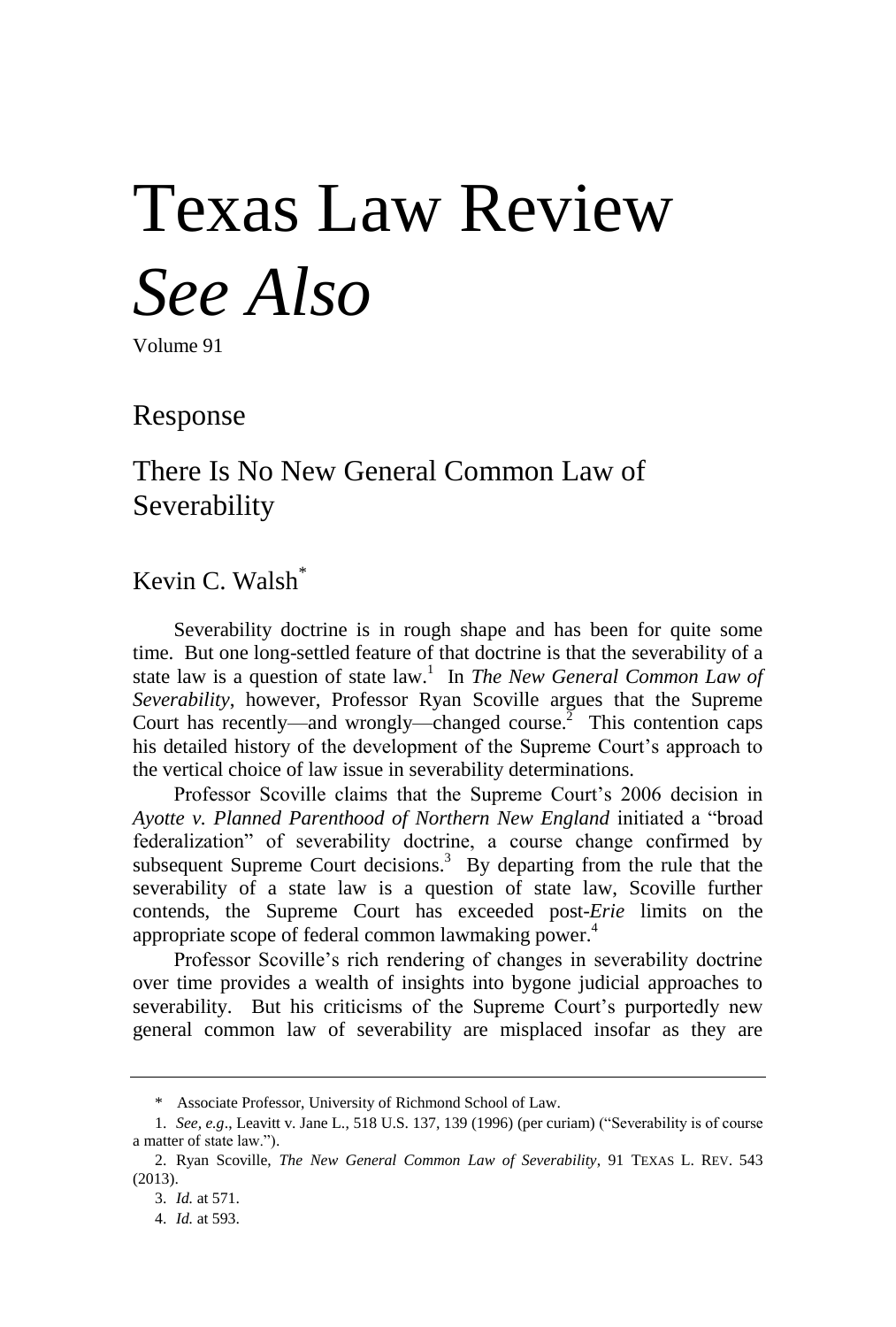# Texas Law Review *See Also*

Volume 91

## Response

## There Is No New General Common Law of Severability

### Kevin C. Walsh*

Severability doctrine is in rough shape and has been for quite some time. But one long-settled feature of that doctrine is that the severability of a state law is a question of state law.[1] In *The New General Common Law of Severability*, however, Professor Ryan Scoville argues that the Supreme Court has recently—and wrongly—changed course.[2] This contention caps his detailed history of the development of the Supreme Court's approach to the vertical choice of law issue in severability determinations.

Professor Scoville claims that the Supreme Court's 2006 decision in *Ayotte v. Planned Parenthood of Northern New England* initiated a "broad federalization" of severability doctrine, a course change confirmed by subsequent Supreme Court decisions.[3] By departing from the rule that the severability of a state law is a question of state law, Scoville further contends, the Supreme Court has exceeded post-*Erie* limits on the appropriate scope of federal common lawmaking power.[4]

Professor Scoville's rich rendering of changes in severability doctrine over time provides a wealth of insights into bygone judicial approaches to severability. But his criticisms of the Supreme Court's purportedly new general common law of severability are misplaced insofar as they are

---

\* Associate Professor, University of Richmond School of Law.

1. *See, e.g.*, Leavitt v. Jane L., 518 U.S. 137, 139 (1996) (per curiam) ("Severability is of course a matter of state law.").

2. Ryan Scoville, *The New General Common Law of Severability*, 91 TEXAS L. REV. 543 (2013).

3. *Id.* at 571.

4. *Id.* at 593.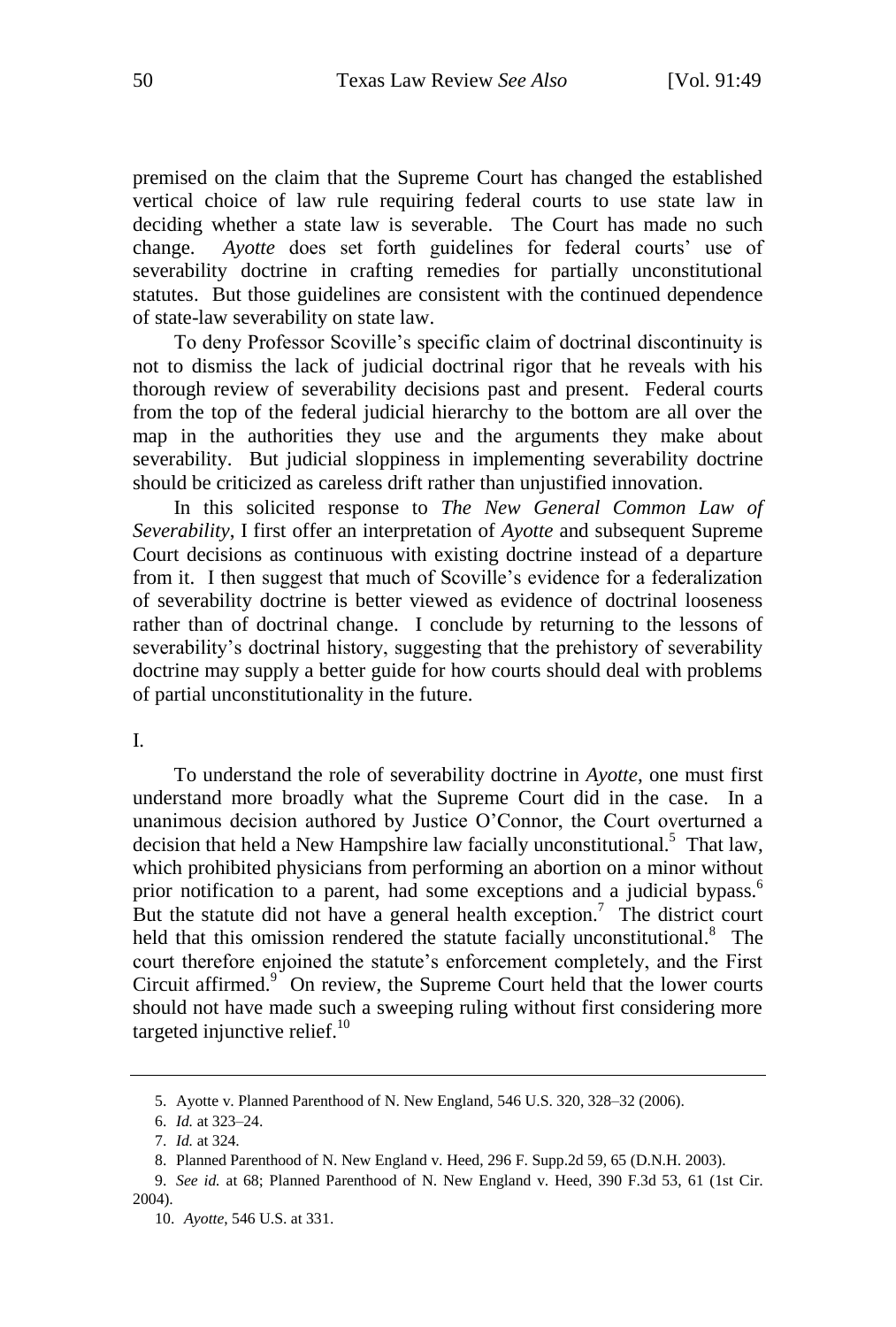premised on the claim that the Supreme Court has changed the established vertical choice of law rule requiring federal courts to use state law in deciding whether a state law is severable. The Court has made no such change. *Ayotte* does set forth guidelines for federal courts' use of severability doctrine in crafting remedies for partially unconstitutional statutes. But those guidelines are consistent with the continued dependence of state-law severability on state law.

To deny Professor Scoville's specific claim of doctrinal discontinuity is not to dismiss the lack of judicial doctrinal rigor that he reveals with his thorough review of severability decisions past and present. Federal courts from the top of the federal judicial hierarchy to the bottom are all over the map in the authorities they use and the arguments they make about severability. But judicial sloppiness in implementing severability doctrine should be criticized as careless drift rather than unjustified innovation.

In this solicited response to *The New General Common Law of Severability*, I first offer an interpretation of *Ayotte* and subsequent Supreme Court decisions as continuous with existing doctrine instead of a departure from it. I then suggest that much of Scoville's evidence for a federalization of severability doctrine is better viewed as evidence of doctrinal looseness rather than of doctrinal change. I conclude by returning to the lessons of severability's doctrinal history, suggesting that the prehistory of severability doctrine may supply a better guide for how courts should deal with problems of partial unconstitutionality in the future.

## I.

To understand the role of severability doctrine in *Ayotte*, one must first understand more broadly what the Supreme Court did in the case. In a unanimous decision authored by Justice O'Connor, the Court overturned a decision that held a New Hampshire law facially unconstitutional.[5] That law, which prohibited physicians from performing an abortion on a minor without prior notification to a parent, had some exceptions and a judicial bypass.[6] But the statute did not have a general health exception.[7] The district court held that this omission rendered the statute facially unconstitutional.[8] The court therefore enjoined the statute's enforcement completely, and the First Circuit affirmed.[9] On review, the Supreme Court held that the lower courts should not have made such a sweeping ruling without first considering more targeted injunctive relief.[10]

---

5. Ayotte v. Planned Parenthood of N. New England, 546 U.S. 320, 328–32 (2006).

6. *Id.* at 323–24.

7. *Id.* at 324.

8. Planned Parenthood of N. New England v. Heed, 296 F. Supp.2d 59, 65 (D.N.H. 2003).

9. *See id.* at 68; Planned Parenthood of N. New England v. Heed, 390 F.3d 53, 61 (1st Cir. 2004).

10. *Ayotte*, 546 U.S. at 331.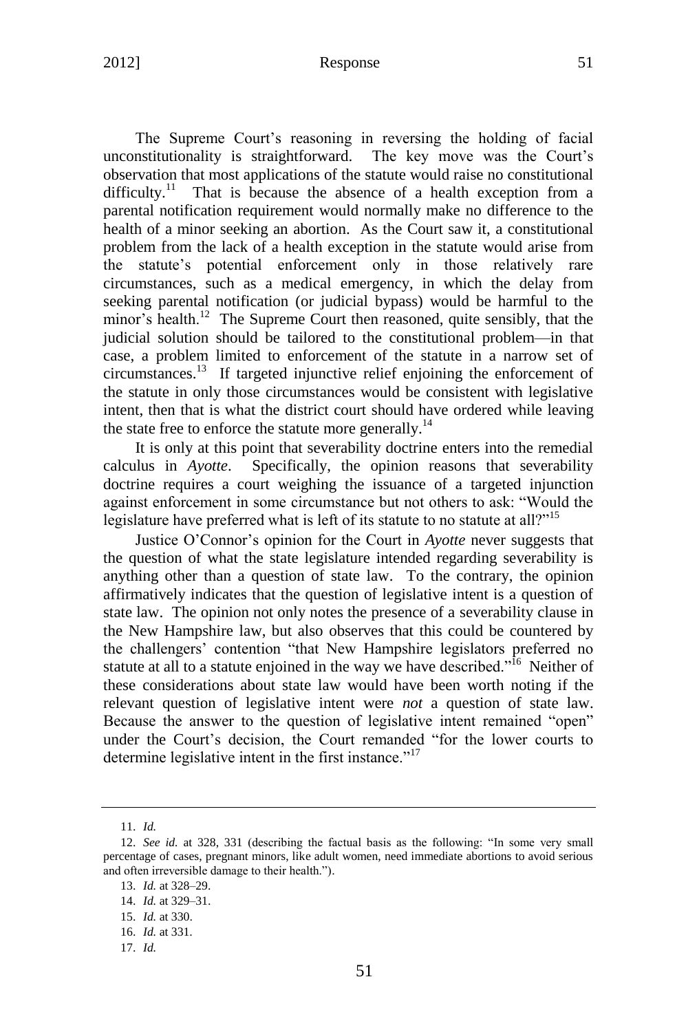The Supreme Court's reasoning in reversing the holding of facial unconstitutionality is straightforward. The key move was the Court's observation that most applications of the statute would raise no constitutional difficulty.[11] That is because the absence of a health exception from a parental notification requirement would normally make no difference to the health of a minor seeking an abortion. As the Court saw it, a constitutional problem from the lack of a health exception in the statute would arise from the statute's potential enforcement only in those relatively rare circumstances, such as a medical emergency, in which the delay from seeking parental notification (or judicial bypass) would be harmful to the minor's health.[12] The Supreme Court then reasoned, quite sensibly, that the judicial solution should be tailored to the constitutional problem—in that case, a problem limited to enforcement of the statute in a narrow set of circumstances.[13] If targeted injunctive relief enjoining the enforcement of the statute in only those circumstances would be consistent with legislative intent, then that is what the district court should have ordered while leaving the state free to enforce the statute more generally.[14]

It is only at this point that severability doctrine enters into the remedial calculus in *Ayotte*. Specifically, the opinion reasons that severability doctrine requires a court weighing the issuance of a targeted injunction against enforcement in some circumstance but not others to ask: "Would the legislature have preferred what is left of its statute to no statute at all?"[15]

Justice O'Connor's opinion for the Court in *Ayotte* never suggests that the question of what the state legislature intended regarding severability is anything other than a question of state law. To the contrary, the opinion affirmatively indicates that the question of legislative intent is a question of state law. The opinion not only notes the presence of a severability clause in the New Hampshire law, but also observes that this could be countered by the challengers' contention "that New Hampshire legislators preferred no statute at all to a statute enjoined in the way we have described."[16] Neither of these considerations about state law would have been worth noting if the relevant question of legislative intent were *not* a question of state law. Because the answer to the question of legislative intent remained "open" under the Court's decision, the Court remanded "for the lower courts to determine legislative intent in the first instance."[17]

---

11. *Id.*

12. *See id.* at 328, 331 (describing the factual basis as the following: "In some very small percentage of cases, pregnant minors, like adult women, need immediate abortions to avoid serious and often irreversible damage to their health.").

13. *Id.* at 328–29.

14. *Id.* at 329–31.

15. *Id.* at 330.

16. *Id.* at 331.

17. *Id.*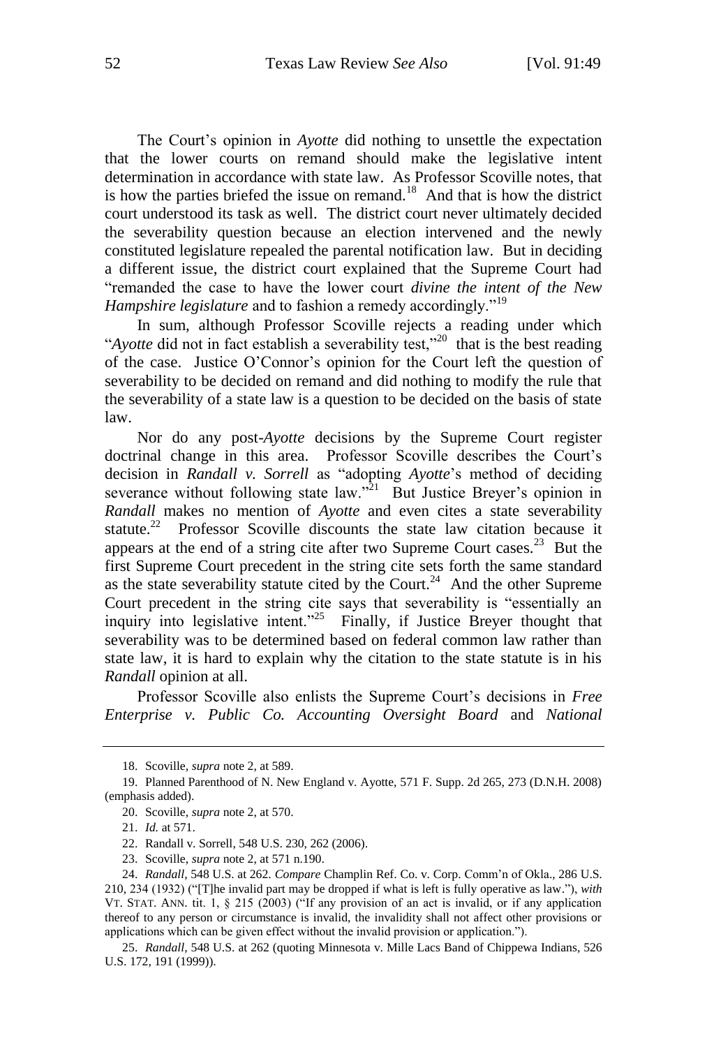The Court's opinion in *Ayotte* did nothing to unsettle the expectation that the lower courts on remand should make the legislative intent determination in accordance with state law. As Professor Scoville notes, that is how the parties briefed the issue on remand.[18] And that is how the district court understood its task as well. The district court never ultimately decided the severability question because an election intervened and the newly constituted legislature repealed the parental notification law. But in deciding a different issue, the district court explained that the Supreme Court had "remanded the case to have the lower court *divine the intent of the New Hampshire legislature* and to fashion a remedy accordingly."[19]

In sum, although Professor Scoville rejects a reading under which "*Ayotte* did not in fact establish a severability test,"[20] that is the best reading of the case. Justice O'Connor's opinion for the Court left the question of severability to be decided on remand and did nothing to modify the rule that the severability of a state law is a question to be decided on the basis of state law.

Nor do any post-*Ayotte* decisions by the Supreme Court register doctrinal change in this area. Professor Scoville describes the Court's decision in *Randall v. Sorrell* as "adopting *Ayotte*'s method of deciding severance without following state law."[21] But Justice Breyer's opinion in *Randall* makes no mention of *Ayotte* and even cites a state severability statute.[22] Professor Scoville discounts the state law citation because it appears at the end of a string cite after two Supreme Court cases.[23] But the first Supreme Court precedent in the string cite sets forth the same standard as the state severability statute cited by the Court.[24] And the other Supreme Court precedent in the string cite says that severability is "essentially an inquiry into legislative intent."[25] Finally, if Justice Breyer thought that severability was to be determined based on federal common law rather than state law, it is hard to explain why the citation to the state statute is in his *Randall* opinion at all.

Professor Scoville also enlists the Supreme Court's decisions in *Free Enterprise v. Public Co. Accounting Oversight Board* and *National*

---

18. Scoville, *supra* note 2, at 589.

19. Planned Parenthood of N. New England v. Ayotte, 571 F. Supp. 2d 265, 273 (D.N.H. 2008) (emphasis added).

20. Scoville, *supra* note 2, at 570.

21. *Id.* at 571.

22. Randall v. Sorrell, 548 U.S. 230, 262 (2006).

23. Scoville, *supra* note 2, at 571 n.190.

24. *Randall*, 548 U.S. at 262. *Compare* Champlin Ref. Co. v. Corp. Comm'n of Okla., 286 U.S. 210, 234 (1932) ("[T]he invalid part may be dropped if what is left is fully operative as law."), *with* VT. STAT. ANN. tit. 1, § 215 (2003) ("If any provision of an act is invalid, or if any application thereof to any person or circumstance is invalid, the invalidity shall not affect other provisions or applications which can be given effect without the invalid provision or application.").

25. *Randall*, 548 U.S. at 262 (quoting Minnesota v. Mille Lacs Band of Chippewa Indians, 526 U.S. 172, 191 (1999)).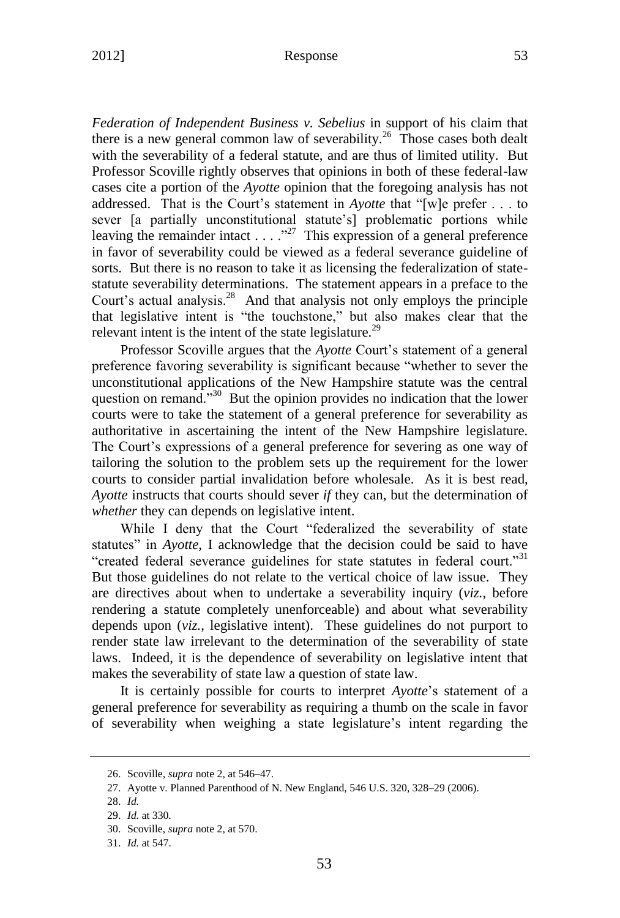*Federation of Independent Business v. Sebelius* in support of his claim that there is a new general common law of severability.[26] Those cases both dealt with the severability of a federal statute, and are thus of limited utility. But Professor Scoville rightly observes that opinions in both of these federal-law cases cite a portion of the *Ayotte* opinion that the foregoing analysis has not addressed. That is the Court's statement in *Ayotte* that "[w]e prefer . . . to sever [a partially unconstitutional statute's] problematic portions while leaving the remainder intact . . . ."[27] This expression of a general preference in favor of severability could be viewed as a federal severance guideline of sorts. But there is no reason to take it as licensing the federalization of state-statute severability determinations. The statement appears in a preface to the Court's actual analysis.[28] And that analysis not only employs the principle that legislative intent is "the touchstone," but also makes clear that the relevant intent is the intent of the state legislature.[29]

Professor Scoville argues that the *Ayotte* Court's statement of a general preference favoring severability is significant because "whether to sever the unconstitutional applications of the New Hampshire statute was the central question on remand."[30] But the opinion provides no indication that the lower courts were to take the statement of a general preference for severability as authoritative in ascertaining the intent of the New Hampshire legislature. The Court's expressions of a general preference for severing as one way of tailoring the solution to the problem sets up the requirement for the lower courts to consider partial invalidation before wholesale. As it is best read, *Ayotte* instructs that courts should sever *if* they can, but the determination of *whether* they can depends on legislative intent.

While I deny that the Court "federalized the severability of state statutes" in *Ayotte*, I acknowledge that the decision could be said to have "created federal severance guidelines for state statutes in federal court."[31] But those guidelines do not relate to the vertical choice of law issue. They are directives about when to undertake a severability inquiry (*viz.*, before rendering a statute completely unenforceable) and about what severability depends upon (*viz.*, legislative intent). These guidelines do not purport to render state law irrelevant to the determination of the severability of state laws. Indeed, it is the dependence of severability on legislative intent that makes the severability of state law a question of state law.

It is certainly possible for courts to interpret *Ayotte*'s statement of a general preference for severability as requiring a thumb on the scale in favor of severability when weighing a state legislature's intent regarding the

---

26. Scoville, *supra* note 2, at 546–47.

27. Ayotte v. Planned Parenthood of N. New England, 546 U.S. 320, 328–29 (2006).

28. *Id.*

29. *Id.* at 330.

30. Scoville, *supra* note 2, at 570.

31. *Id.* at 547.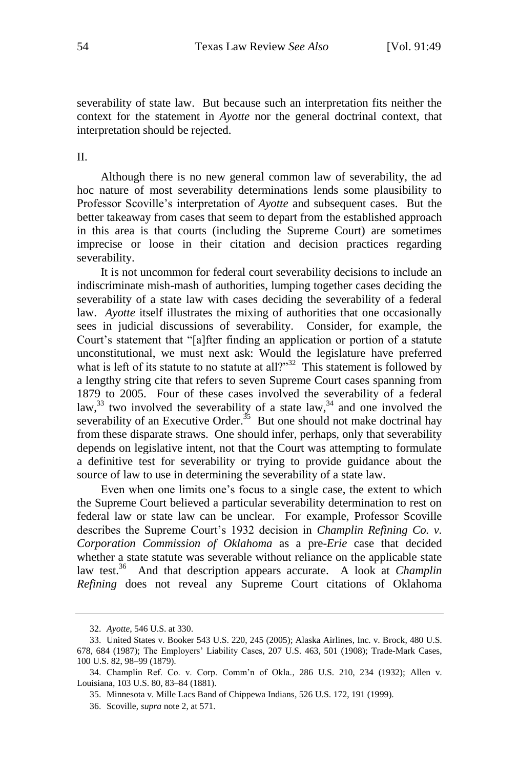severability of state law. But because such an interpretation fits neither the context for the statement in *Ayotte* nor the general doctrinal context, that interpretation should be rejected.

II.

Although there is no new general common law of severability, the ad hoc nature of most severability determinations lends some plausibility to Professor Scoville's interpretation of *Ayotte* and subsequent cases. But the better takeaway from cases that seem to depart from the established approach in this area is that courts (including the Supreme Court) are sometimes imprecise or loose in their citation and decision practices regarding severability.

It is not uncommon for federal court severability decisions to include an indiscriminate mish-mash of authorities, lumping together cases deciding the severability of a state law with cases deciding the severability of a federal law. *Ayotte* itself illustrates the mixing of authorities that one occasionally sees in judicial discussions of severability. Consider, for example, the Court's statement that "[a]fter finding an application or portion of a statute unconstitutional, we must next ask: Would the legislature have preferred what is left of its statute to no statute at all?"[32] This statement is followed by a lengthy string cite that refers to seven Supreme Court cases spanning from 1879 to 2005. Four of these cases involved the severability of a federal law,[33] two involved the severability of a state law,[34] and one involved the severability of an Executive Order.[35] But one should not make doctrinal hay from these disparate straws. One should infer, perhaps, only that severability depends on legislative intent, not that the Court was attempting to formulate a definitive test for severability or trying to provide guidance about the source of law to use in determining the severability of a state law.

Even when one limits one's focus to a single case, the extent to which the Supreme Court believed a particular severability determination to rest on federal law or state law can be unclear. For example, Professor Scoville describes the Supreme Court's 1932 decision in *Champlin Refining Co. v. Corporation Commission of Oklahoma* as a pre-*Erie* case that decided whether a state statute was severable without reliance on the applicable state law test.[36] And that description appears accurate. A look at *Champlin Refining* does not reveal any Supreme Court citations of Oklahoma

32. *Ayotte*, 546 U.S. at 330.

33. United States v. Booker 543 U.S. 220, 245 (2005); Alaska Airlines, Inc. v. Brock, 480 U.S. 678, 684 (1987); The Employers' Liability Cases, 207 U.S. 463, 501 (1908); Trade-Mark Cases, 100 U.S. 82, 98–99 (1879).

34. Champlin Ref. Co. v. Corp. Comm'n of Okla., 286 U.S. 210, 234 (1932); Allen v. Louisiana, 103 U.S. 80, 83–84 (1881).

35. Minnesota v. Mille Lacs Band of Chippewa Indians, 526 U.S. 172, 191 (1999).

36. Scoville, *supra* note 2, at 571.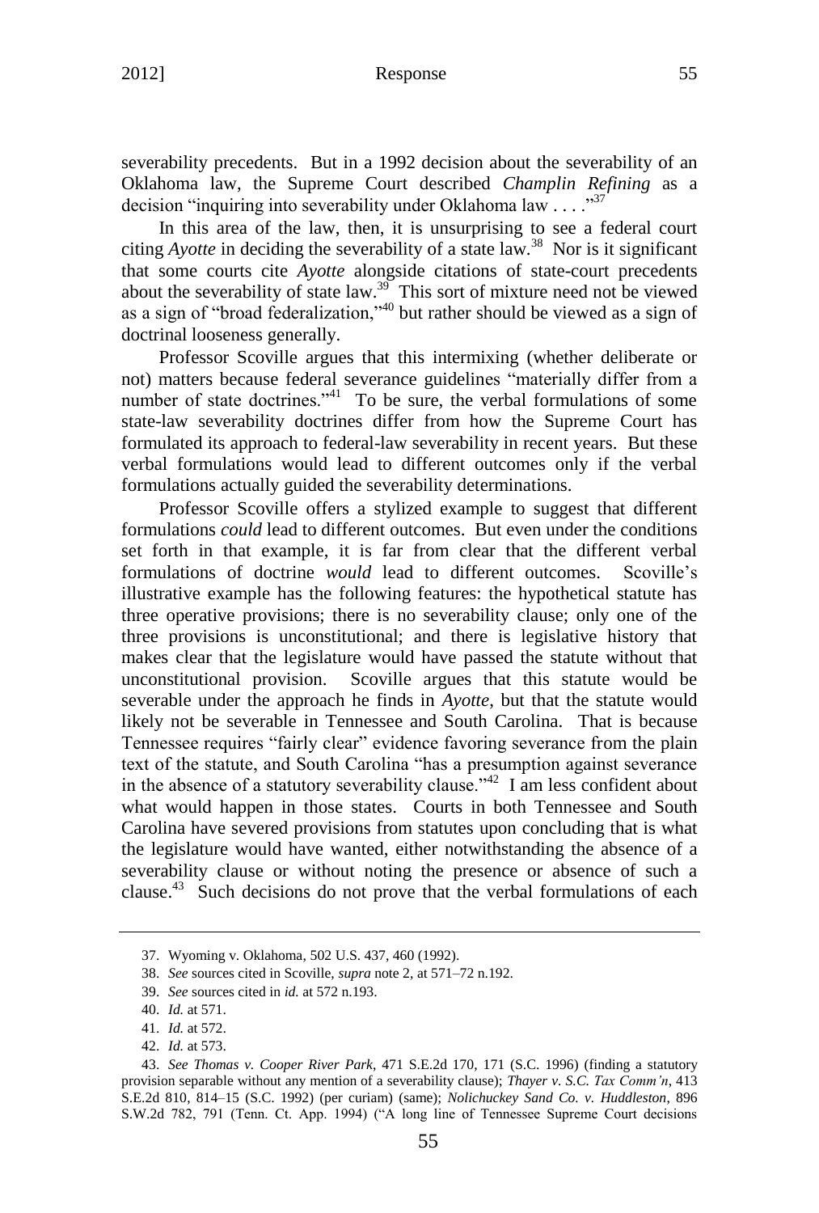severability precedents. But in a 1992 decision about the severability of an Oklahoma law, the Supreme Court described *Champlin Refining* as a decision "inquiring into severability under Oklahoma law . . . ."[37]

In this area of the law, then, it is unsurprising to see a federal court citing *Ayotte* in deciding the severability of a state law.[38] Nor is it significant that some courts cite *Ayotte* alongside citations of state-court precedents about the severability of state law.[39] This sort of mixture need not be viewed as a sign of "broad federalization,"[40] but rather should be viewed as a sign of doctrinal looseness generally.

Professor Scoville argues that this intermixing (whether deliberate or not) matters because federal severance guidelines "materially differ from a number of state doctrines."[41] To be sure, the verbal formulations of some state-law severability doctrines differ from how the Supreme Court has formulated its approach to federal-law severability in recent years. But these verbal formulations would lead to different outcomes only if the verbal formulations actually guided the severability determinations.

Professor Scoville offers a stylized example to suggest that different formulations *could* lead to different outcomes. But even under the conditions set forth in that example, it is far from clear that the different verbal formulations of doctrine *would* lead to different outcomes. Scoville's illustrative example has the following features: the hypothetical statute has three operative provisions; there is no severability clause; only one of the three provisions is unconstitutional; and there is legislative history that makes clear that the legislature would have passed the statute without that unconstitutional provision. Scoville argues that this statute would be severable under the approach he finds in *Ayotte*, but that the statute would likely not be severable in Tennessee and South Carolina. That is because Tennessee requires "fairly clear" evidence favoring severance from the plain text of the statute, and South Carolina "has a presumption against severance in the absence of a statutory severability clause."[42] I am less confident about what would happen in those states. Courts in both Tennessee and South Carolina have severed provisions from statutes upon concluding that is what the legislature would have wanted, either notwithstanding the absence of a severability clause or without noting the presence or absence of such a clause.[43] Such decisions do not prove that the verbal formulations of each

---

37. Wyoming v. Oklahoma, 502 U.S. 437, 460 (1992).

38. *See* sources cited in Scoville, *supra* note 2, at 571–72 n.192.

39. *See* sources cited in *id.* at 572 n.193.

40. *Id.* at 571.

41. *Id.* at 572.

42. *Id.* at 573.

43. *See Thomas v. Cooper River Park*, 471 S.E.2d 170, 171 (S.C. 1996) (finding a statutory provision separable without any mention of a severability clause); *Thayer v. S.C. Tax Comm'n*, 413 S.E.2d 810, 814–15 (S.C. 1992) (per curiam) (same); *Nolichuckey Sand Co. v. Huddleston*, 896 S.W.2d 782, 791 (Tenn. Ct. App. 1994) ("A long line of Tennessee Supreme Court decisions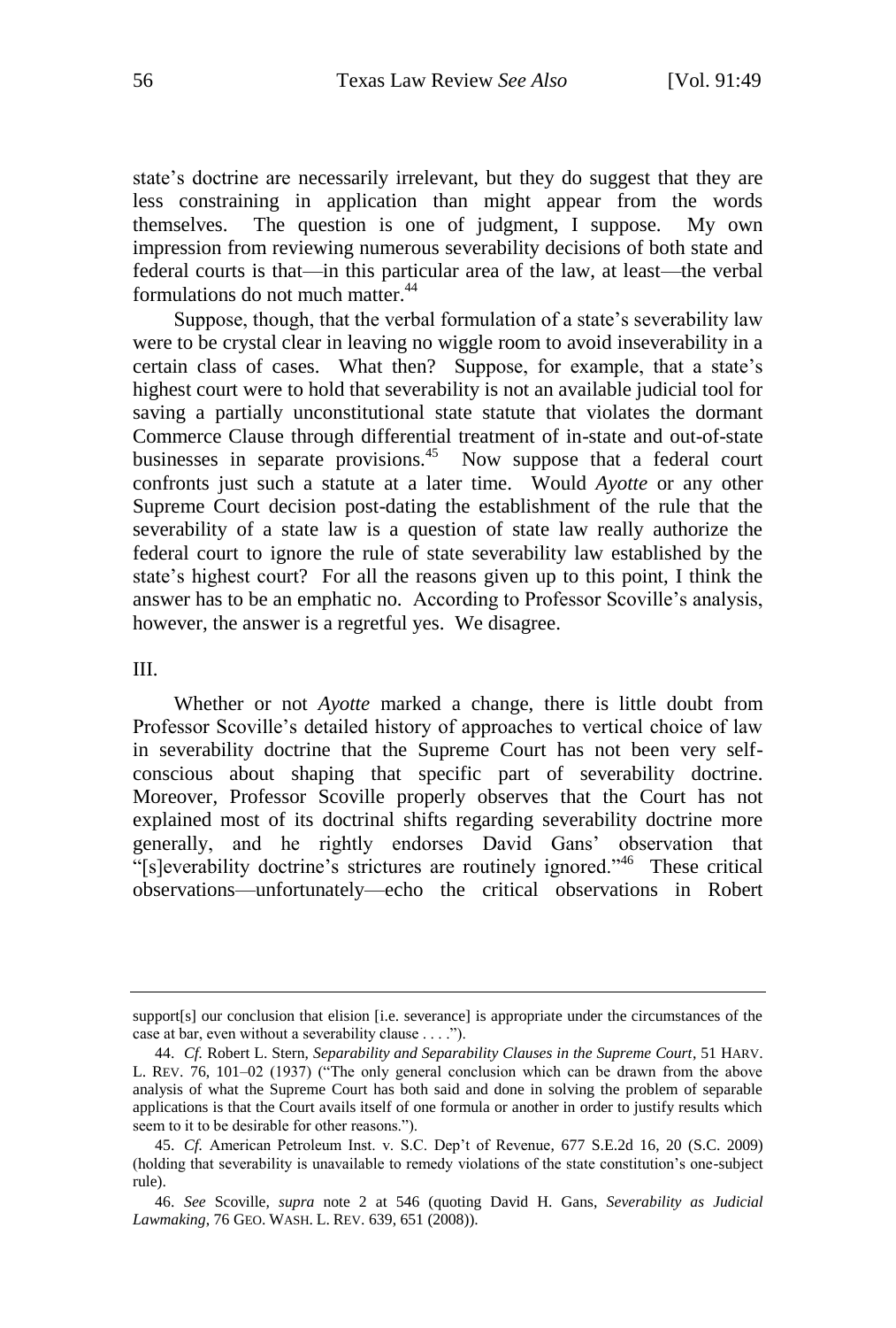state's doctrine are necessarily irrelevant, but they do suggest that they are less constraining in application than might appear from the words themselves. The question is one of judgment, I suppose. My own impression from reviewing numerous severability decisions of both state and federal courts is that—in this particular area of the law, at least—the verbal formulations do not much matter.[44]

Suppose, though, that the verbal formulation of a state's severability law were to be crystal clear in leaving no wiggle room to avoid inseverability in a certain class of cases. What then? Suppose, for example, that a state's highest court were to hold that severability is not an available judicial tool for saving a partially unconstitutional state statute that violates the dormant Commerce Clause through differential treatment of in-state and out-of-state businesses in separate provisions.[45] Now suppose that a federal court confronts just such a statute at a later time. Would *Ayotte* or any other Supreme Court decision post-dating the establishment of the rule that the severability of a state law is a question of state law really authorize the federal court to ignore the rule of state severability law established by the state's highest court? For all the reasons given up to this point, I think the answer has to be an emphatic no. According to Professor Scoville's analysis, however, the answer is a regretful yes. We disagree.

## III.

Whether or not *Ayotte* marked a change, there is little doubt from Professor Scoville's detailed history of approaches to vertical choice of law in severability doctrine that the Supreme Court has not been very self-conscious about shaping that specific part of severability doctrine. Moreover, Professor Scoville properly observes that the Court has not explained most of its doctrinal shifts regarding severability doctrine more generally, and he rightly endorses David Gans' observation that "[s]everability doctrine's strictures are routinely ignored."[46] These critical observations—unfortunately—echo the critical observations in Robert

---

support[s] our conclusion that elision [i.e. severance] is appropriate under the circumstances of the case at bar, even without a severability clause . . . .").

44. *Cf.* Robert L. Stern, *Separability and Separability Clauses in the Supreme Court*, 51 HARV. L. REV. 76, 101–02 (1937) ("The only general conclusion which can be drawn from the above analysis of what the Supreme Court has both said and done in solving the problem of separable applications is that the Court avails itself of one formula or another in order to justify results which seem to it to be desirable for other reasons.").

45. *Cf.* American Petroleum Inst. v. S.C. Dep't of Revenue, 677 S.E.2d 16, 20 (S.C. 2009) (holding that severability is unavailable to remedy violations of the state constitution's one-subject rule).

46. *See* Scoville, *supra* note 2 at 546 (quoting David H. Gans, *Severability as Judicial Lawmaking*, 76 GEO. WASH. L. REV. 639, 651 (2008)).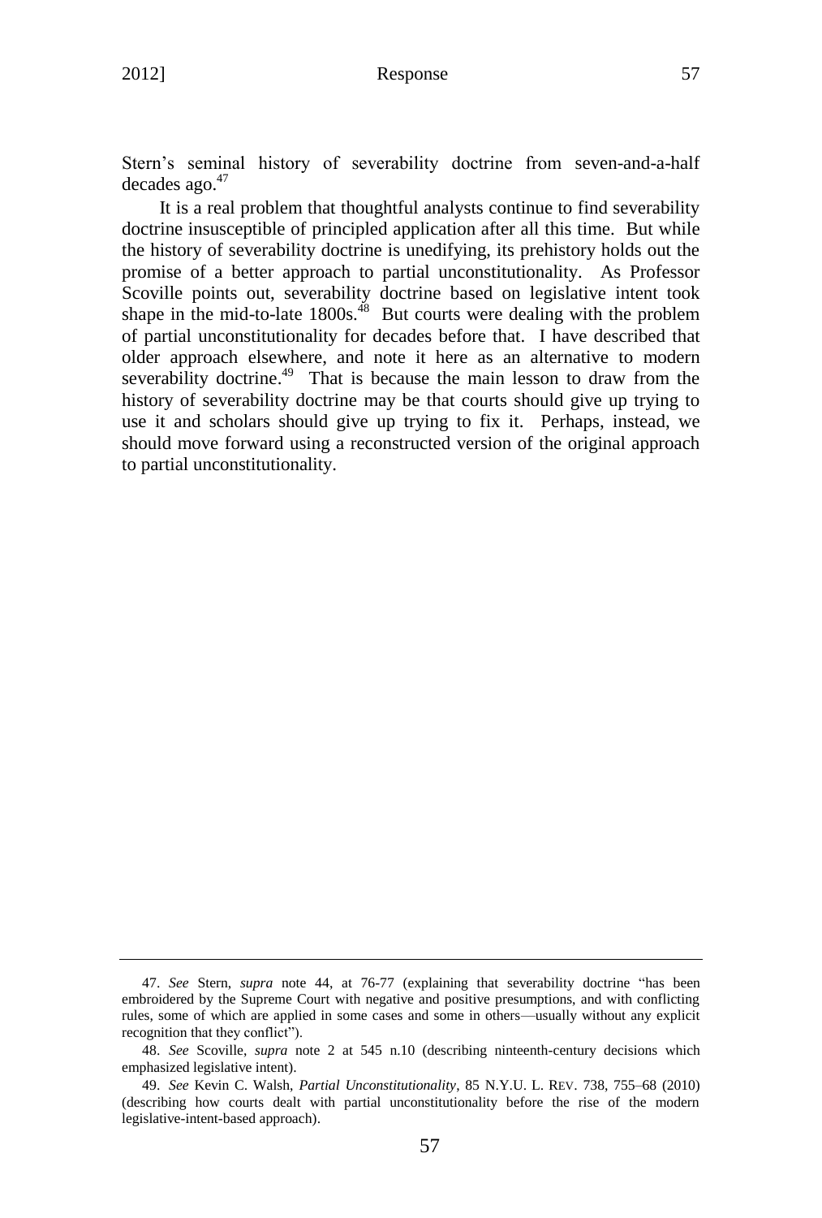Stern's seminal history of severability doctrine from seven-and-a-half decades ago.[47]

It is a real problem that thoughtful analysts continue to find severability doctrine insusceptible of principled application after all this time. But while the history of severability doctrine is unedifying, its prehistory holds out the promise of a better approach to partial unconstitutionality. As Professor Scoville points out, severability doctrine based on legislative intent took shape in the mid-to-late 1800s.[48] But courts were dealing with the problem of partial unconstitutionality for decades before that. I have described that older approach elsewhere, and note it here as an alternative to modern severability doctrine.[49] That is because the main lesson to draw from the history of severability doctrine may be that courts should give up trying to use it and scholars should give up trying to fix it. Perhaps, instead, we should move forward using a reconstructed version of the original approach to partial unconstitutionality.

---

47. *See* Stern, *supra* note 44, at 76-77 (explaining that severability doctrine "has been embroidered by the Supreme Court with negative and positive presumptions, and with conflicting rules, some of which are applied in some cases and some in others—usually without any explicit recognition that they conflict").

48. *See* Scoville, *supra* note 2 at 545 n.10 (describing nineteenth-century decisions which emphasized legislative intent).

49. *See* Kevin C. Walsh, *Partial Unconstitutionality*, 85 N.Y.U. L. REV. 738, 755–68 (2010) (describing how courts dealt with partial unconstitutionality before the rise of the modern legislative-intent-based approach).